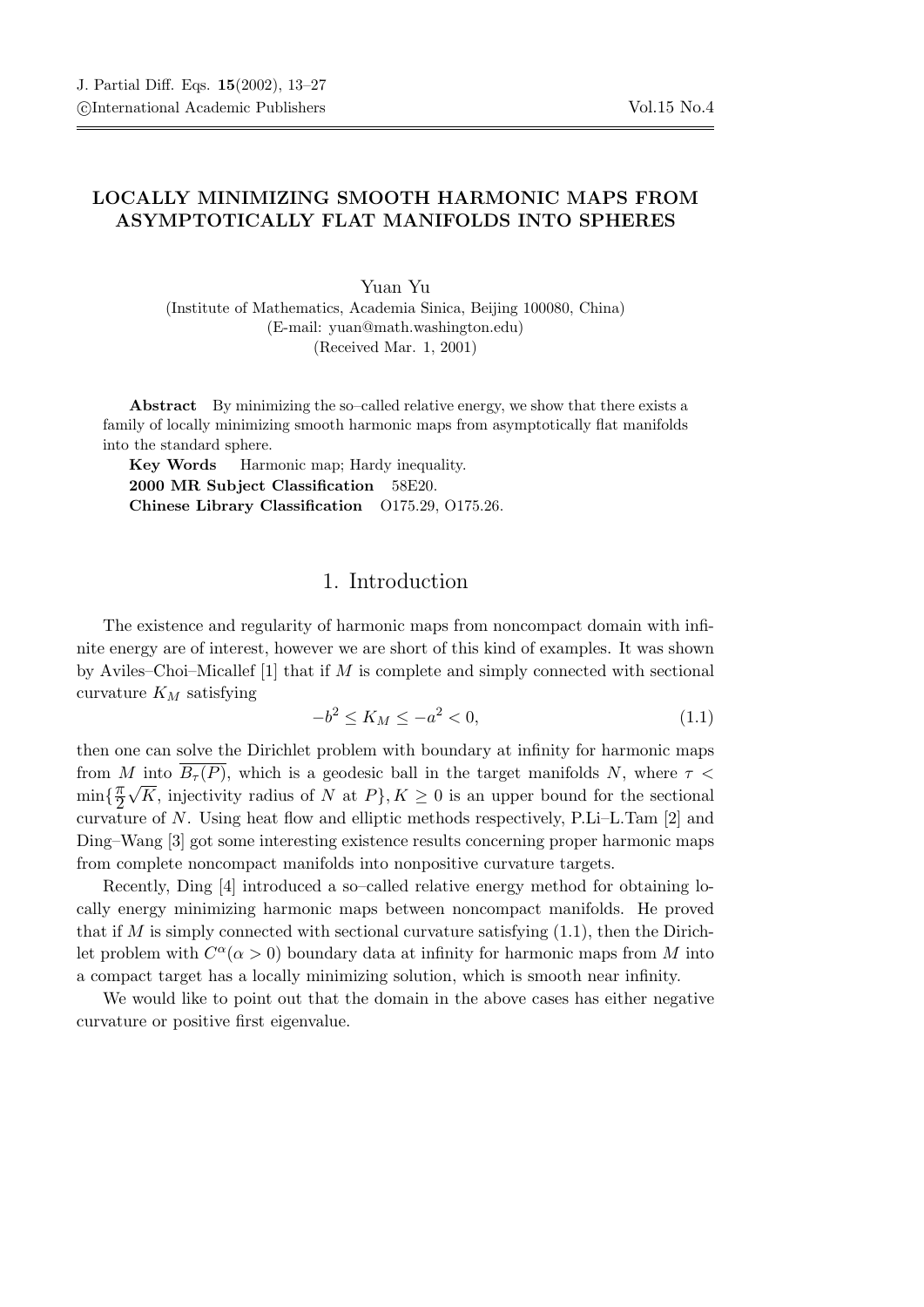# LOCALLY MINIMIZING SMOOTH HARMONIC MAPS FROM ASYMPTOTICALLY FLAT MANIFOLDS INTO SPHERES

Yuan Yu

(Institute of Mathematics, Academia Sinica, Beijing 100080, China)
(E-mail: yuan@math.washington.edu)
(Received Mar. 1, 2001)

**Abstract** By minimizing the so–called relative energy, we show that there exists a family of locally minimizing smooth harmonic maps from asymptotically flat manifolds into the standard sphere.

**Key Words** Harmonic map; Hardy inequality.

**2000 MR Subject Classification** 58E20.

**Chinese Library Classification** O175.29, O175.26.

## 1. Introduction

The existence and regularity of harmonic maps from noncompact domain with infinite energy are of interest, however we are short of this kind of examples. It was shown by Aviles–Choi–Micallef [1] that if $M$ is complete and simply connected with sectional curvature $K_M$ satisfying

$$-b^2 \leq K_M \leq -a^2 < 0, \tag{1.1}$$

then one can solve the Dirichlet problem with boundary at infinity for harmonic maps from $M$ into $\overline{B_\tau(P)}$, which is a geodesic ball in the target manifolds $N$, where $\tau < \min\{\frac{\pi}{2}\sqrt{K}$, injectivity radius of $N$ at $P\}, K \geq 0$ is an upper bound for the sectional curvature of $N$. Using heat flow and elliptic methods respectively, P.Li–L.Tam [2] and Ding–Wang [3] got some interesting existence results concerning proper harmonic maps from complete noncompact manifolds into nonpositive curvature targets.

Recently, Ding [4] introduced a so–called relative energy method for obtaining locally energy minimizing harmonic maps between noncompact manifolds. He proved that if $M$ is simply connected with sectional curvature satisfying (1.1), then the Dirichlet problem with $C^\alpha (\alpha > 0)$ boundary data at infinity for harmonic maps from $M$ into a compact target has a locally minimizing solution, which is smooth near infinity.

We would like to point out that the domain in the above cases has either negative curvature or positive first eigenvalue.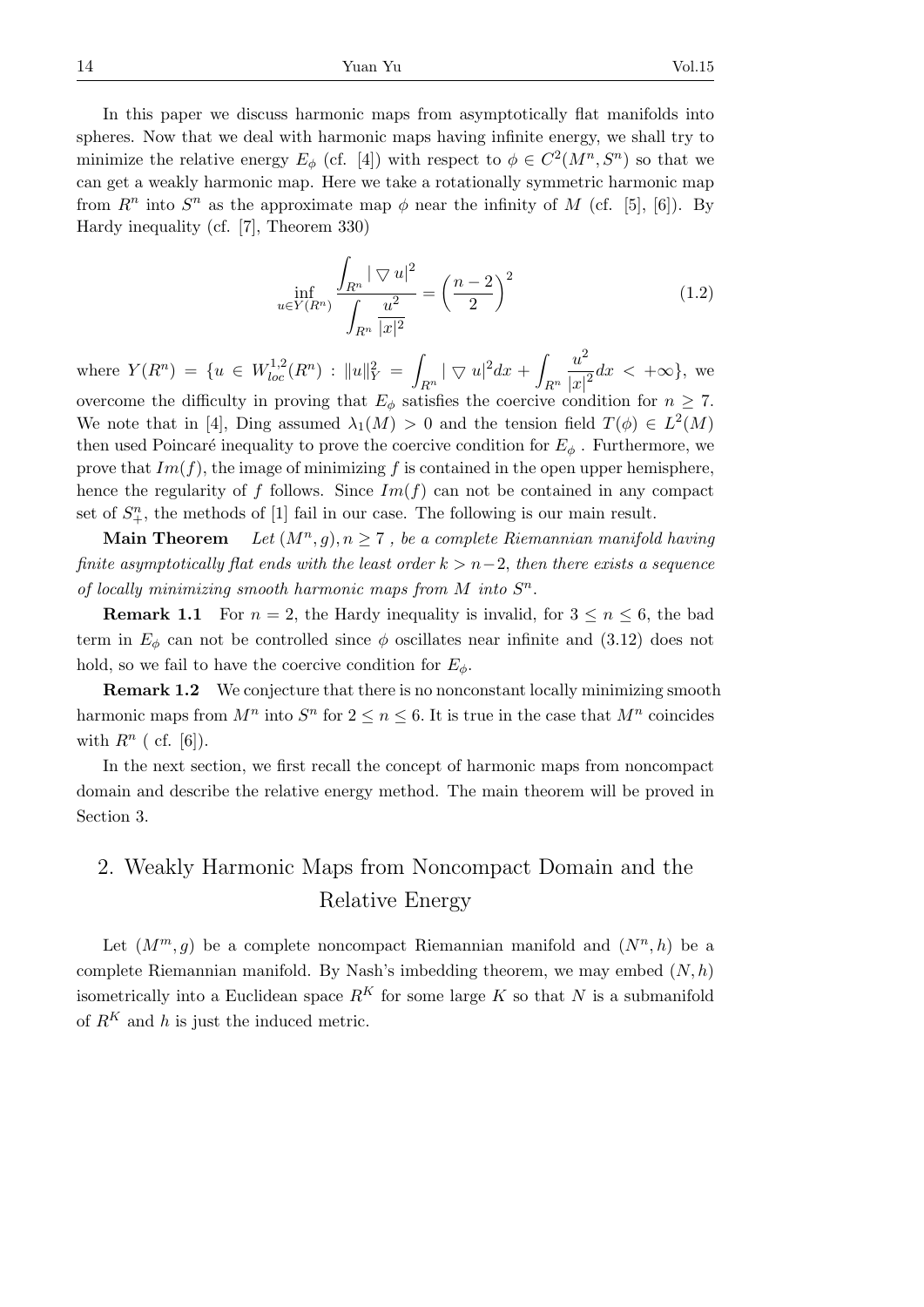In this paper we discuss harmonic maps from asymptotically flat manifolds into spheres. Now that we deal with harmonic maps having infinite energy, we shall try to minimize the relative energy $E_\phi$ (cf. [4]) with respect to $\phi \in C^2(M^n, S^n)$ so that we can get a weakly harmonic map. Here we take a rotationally symmetric harmonic map from $R^n$ into $S^n$ as the approximate map $\phi$ near the infinity of $M$ (cf. [5], [6]). By Hardy inequality (cf. [7], Theorem 330)

$$\inf_{u \in Y(R^n)} \frac{\displaystyle\int_{R^n} |\bigtriangledown u|^2}{\displaystyle\int_{R^n} \frac{u^2}{|x|^2}} = \left(\frac{n-2}{2}\right)^2 \tag{1.2}$$

where $Y(R^n) = \{u \in W^{1,2}_{loc}(R^n) : \|u\|^2_Y = \displaystyle\int_{R^n} |\bigtriangledown u|^2 dx + \int_{R^n} \frac{u^2}{|x|^2} dx < +\infty\}$, we overcome the difficulty in proving that $E_\phi$ satisfies the coercive condition for $n \geq 7$. We note that in [4], Ding assumed $\lambda_1(M) > 0$ and the tension field $T(\phi) \in L^2(M)$ then used Poincaré inequality to prove the coercive condition for $E_\phi$. Furthermore, we prove that $Im(f)$, the image of minimizing $f$ is contained in the open upper hemisphere, hence the regularity of $f$ follows. Since $Im(f)$ can not be contained in any compact set of $S^n_+$, the methods of [1] fail in our case. The following is our main result.

**Main Theorem** *Let $(M^n, g), n \geq 7$ , be a complete Riemannian manifold having finite asymptotically flat ends with the least order $k > n-2$, then there exists a sequence of locally minimizing smooth harmonic maps from $M$ into $S^n$.*

**Remark 1.1** For $n = 2$, the Hardy inequality is invalid, for $3 \leq n \leq 6$, the bad term in $E_\phi$ can not be controlled since $\phi$ oscillates near infinite and (3.12) does not hold, so we fail to have the coercive condition for $E_\phi$.

**Remark 1.2** We conjecture that there is no nonconstant locally minimizing smooth harmonic maps from $M^n$ into $S^n$ for $2 \leq n \leq 6$. It is true in the case that $M^n$ coincides with $R^n$ ( cf. [6]).

In the next section, we first recall the concept of harmonic maps from noncompact domain and describe the relative energy method. The main theorem will be proved in Section 3.

## 2. Weakly Harmonic Maps from Noncompact Domain and the Relative Energy

Let $(M^m, g)$ be a complete noncompact Riemannian manifold and $(N^n, h)$ be a complete Riemannian manifold. By Nash's imbedding theorem, we may embed $(N, h)$ isometrically into a Euclidean space $R^K$ for some large $K$ so that $N$ is a submanifold of $R^K$ and $h$ is just the induced metric.